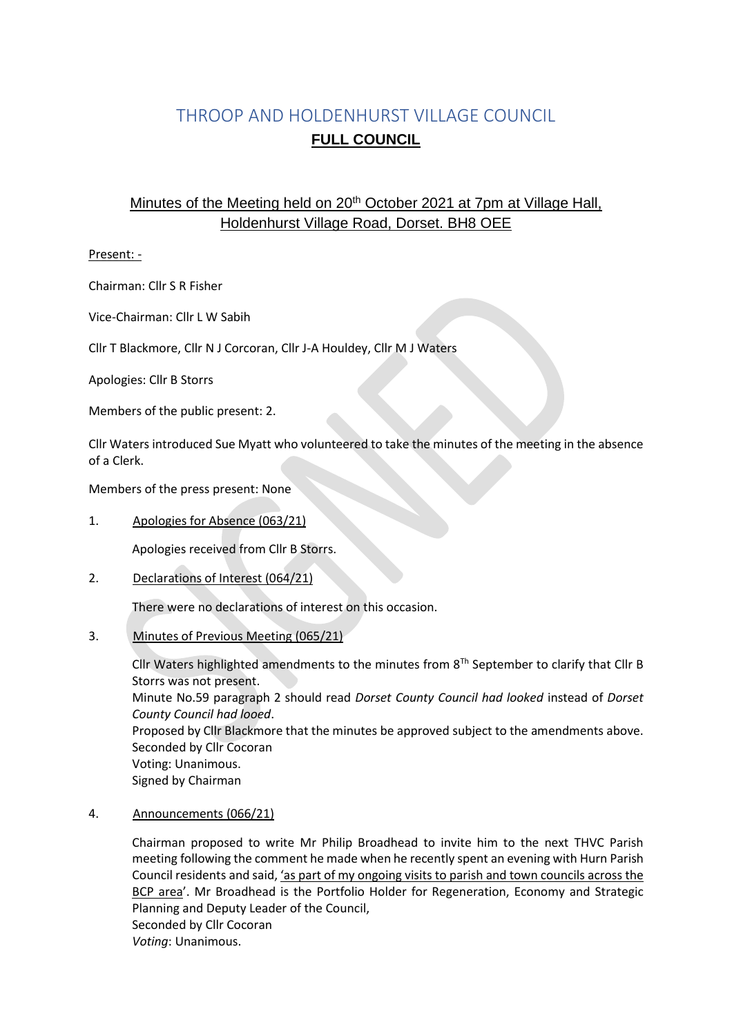# THROOP AND HOLDENHURST VILLAGE COUNCIL

## FULL COUNCIL

### Minutes of the Meeting held on 20th October 2021 at 7pm at Village Hall, Holdenhurst Village Road, Dorset. BH8 OEE

Present: -

Chairman: Cllr S R Fisher

Vice-Chairman: Cllr L W Sabih

Cllr T Blackmore, Cllr N J Corcoran, Cllr J-A Houldey, Cllr M J Waters

Apologies: Cllr B Storrs

Members of the public present: 2.

Cllr Waters introduced Sue Myatt who volunteered to take the minutes of the meeting in the absence of a Clerk.

Members of the press present: None

1. Apologies for Absence (063/21)

   Apologies received from Cllr B Storrs.

2. Declarations of Interest (064/21)

   There were no declarations of interest on this occasion.

3. Minutes of Previous Meeting (065/21)

   Cllr Waters highlighted amendments to the minutes from 8Th September to clarify that Cllr B Storrs was not present.
   Minute No.59 paragraph 2 should read *Dorset County Council had looked* instead of *Dorset County Council had looed*.
   Proposed by Cllr Blackmore that the minutes be approved subject to the amendments above.
   Seconded by Cllr Cocoran
   Voting: Unanimous.
   Signed by Chairman

4. Announcements (066/21)

   Chairman proposed to write Mr Philip Broadhead to invite him to the next THVC Parish meeting following the comment he made when he recently spent an evening with Hurn Parish Council residents and said, 'as part of my ongoing visits to parish and town councils across the BCP area'. Mr Broadhead is the Portfolio Holder for Regeneration, Economy and Strategic Planning and Deputy Leader of the Council,
   Seconded by Cllr Cocoran
   *Voting*: Unanimous.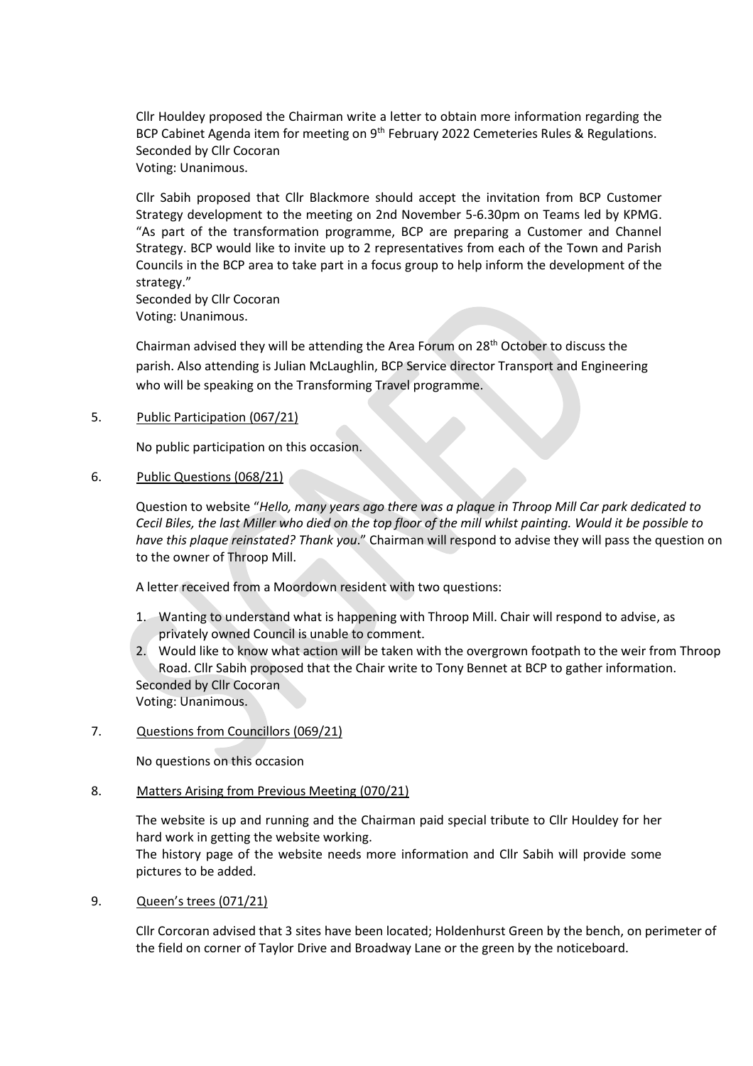Cllr Houldey proposed the Chairman write a letter to obtain more information regarding the BCP Cabinet Agenda item for meeting on 9th February 2022 Cemeteries Rules & Regulations.
Seconded by Cllr Cocoran
Voting: Unanimous.

Cllr Sabih proposed that Cllr Blackmore should accept the invitation from BCP Customer Strategy development to the meeting on 2nd November 5-6.30pm on Teams led by KPMG. "As part of the transformation programme, BCP are preparing a Customer and Channel Strategy. BCP would like to invite up to 2 representatives from each of the Town and Parish Councils in the BCP area to take part in a focus group to help inform the development of the strategy."
Seconded by Cllr Cocoran
Voting: Unanimous.

Chairman advised they will be attending the Area Forum on 28th October to discuss the parish. Also attending is Julian McLaughlin, BCP Service director Transport and Engineering who will be speaking on the Transforming Travel programme.

5. Public Participation (067/21)

No public participation on this occasion.

6. Public Questions (068/21)

Question to website "*Hello, many years ago there was a plaque in Throop Mill Car park dedicated to Cecil Biles, the last Miller who died on the top floor of the mill whilst painting. Would it be possible to have this plaque reinstated? Thank you*." Chairman will respond to advise they will pass the question on to the owner of Throop Mill.

A letter received from a Moordown resident with two questions:

1. Wanting to understand what is happening with Throop Mill. Chair will respond to advise, as privately owned Council is unable to comment.
2. Would like to know what action will be taken with the overgrown footpath to the weir from Throop Road. Cllr Sabih proposed that the Chair write to Tony Bennet at BCP to gather information.

Seconded by Cllr Cocoran
Voting: Unanimous.

7. Questions from Councillors (069/21)

No questions on this occasion

8. Matters Arising from Previous Meeting (070/21)

The website is up and running and the Chairman paid special tribute to Cllr Houldey for her hard work in getting the website working.
The history page of the website needs more information and Cllr Sabih will provide some pictures to be added.

9. Queen's trees (071/21)

Cllr Corcoran advised that 3 sites have been located; Holdenhurst Green by the bench, on perimeter of the field on corner of Taylor Drive and Broadway Lane or the green by the noticeboard.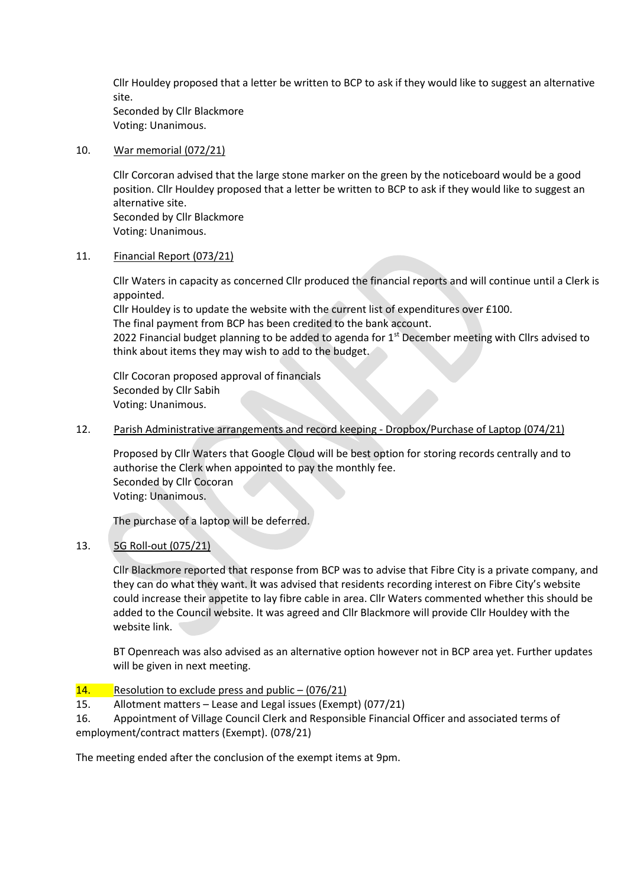Cllr Houldey proposed that a letter be written to BCP to ask if they would like to suggest an alternative site.
Seconded by Cllr Blackmore
Voting: Unanimous.

10. War memorial (072/21)

Cllr Corcoran advised that the large stone marker on the green by the noticeboard would be a good position. Cllr Houldey proposed that a letter be written to BCP to ask if they would like to suggest an alternative site.
Seconded by Cllr Blackmore
Voting: Unanimous.

11. Financial Report (073/21)

Cllr Waters in capacity as concerned Cllr produced the financial reports and will continue until a Clerk is appointed.
Cllr Houldey is to update the website with the current list of expenditures over £100.
The final payment from BCP has been credited to the bank account.
2022 Financial budget planning to be added to agenda for 1st December meeting with Cllrs advised to think about items they may wish to add to the budget.

Cllr Cocoran proposed approval of financials
Seconded by Cllr Sabih
Voting: Unanimous.

12. Parish Administrative arrangements and record keeping - Dropbox/Purchase of Laptop (074/21)

Proposed by Cllr Waters that Google Cloud will be best option for storing records centrally and to authorise the Clerk when appointed to pay the monthly fee.
Seconded by Cllr Cocoran
Voting: Unanimous.

The purchase of a laptop will be deferred.

13. 5G Roll-out (075/21)

Cllr Blackmore reported that response from BCP was to advise that Fibre City is a private company, and they can do what they want. It was advised that residents recording interest on Fibre City's website could increase their appetite to lay fibre cable in area. Cllr Waters commented whether this should be added to the Council website. It was agreed and Cllr Blackmore will provide Cllr Houldey with the website link.

BT Openreach was also advised as an alternative option however not in BCP area yet. Further updates will be given in next meeting.

14. Resolution to exclude press and public – (076/21)
15. Allotment matters – Lease and Legal issues (Exempt) (077/21)
16. Appointment of Village Council Clerk and Responsible Financial Officer and associated terms of employment/contract matters (Exempt). (078/21)

The meeting ended after the conclusion of the exempt items at 9pm.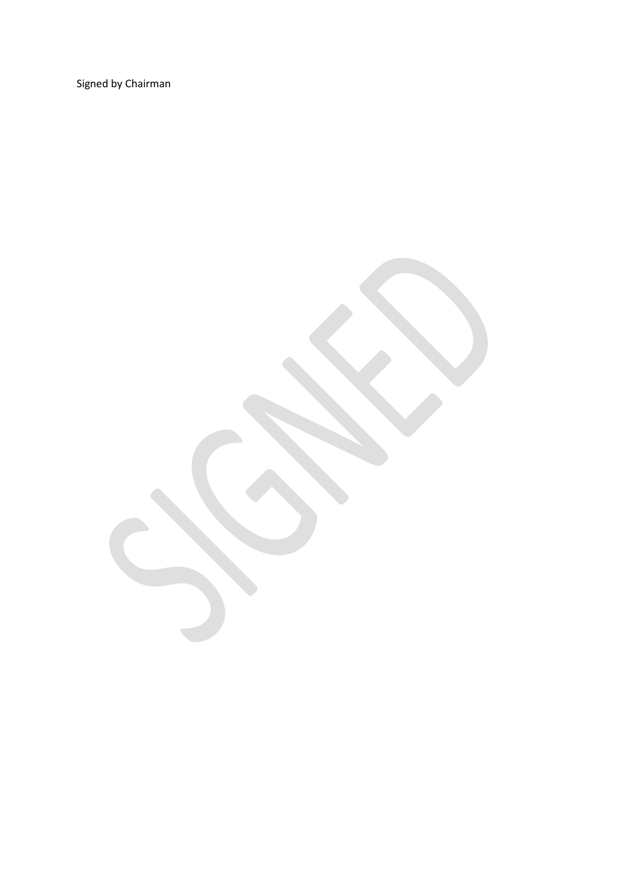Signed by Chairman

SIGNED